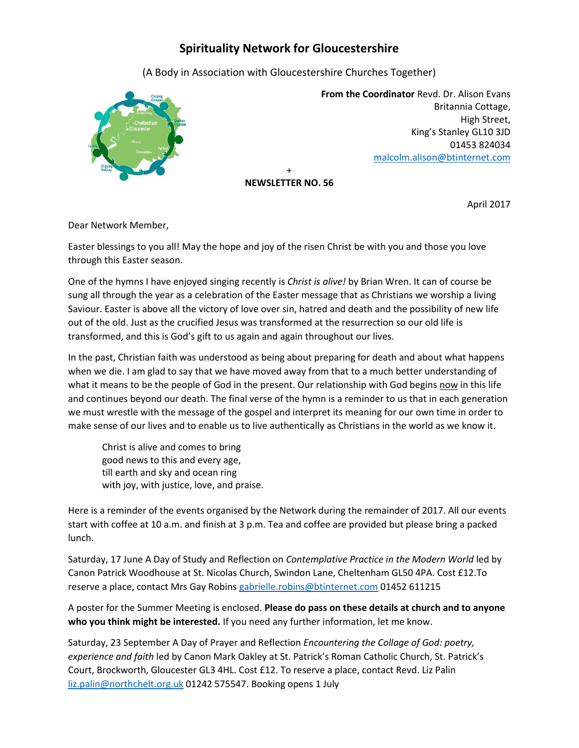# Spirituality Network for Gloucestershire

(A Body in Association with Gloucestershire Churches Together)

**From the Coordinator** Revd. Dr. Alison Evans
Britannia Cottage,
High Street,
King's Stanley GL10 3JD
01453 824034
malcolm.alison@btinternet.com

+

**NEWSLETTER NO. 56**

April 2017

Dear Network Member,

Easter blessings to you all! May the hope and joy of the risen Christ be with you and those you love through this Easter season.

One of the hymns I have enjoyed singing recently is *Christ is alive!* by Brian Wren. It can of course be sung all through the year as a celebration of the Easter message that as Christians we worship a living Saviour. Easter is above all the victory of love over sin, hatred and death and the possibility of new life out of the old. Just as the crucified Jesus was transformed at the resurrection so our old life is transformed, and this is God's gift to us again and again throughout our lives.

In the past, Christian faith was understood as being about preparing for death and about what happens when we die. I am glad to say that we have moved away from that to a much better understanding of what it means to be the people of God in the present. Our relationship with God begins now in this life and continues beyond our death. The final verse of the hymn is a reminder to us that in each generation we must wrestle with the message of the gospel and interpret its meaning for our own time in order to make sense of our lives and to enable us to live authentically as Christians in the world as we know it.

> Christ is alive and comes to bring
> good news to this and every age,
> till earth and sky and ocean ring
> with joy, with justice, love, and praise.

Here is a reminder of the events organised by the Network during the remainder of 2017. All our events start with coffee at 10 a.m. and finish at 3 p.m. Tea and coffee are provided but please bring a packed lunch.

Saturday, 17 June A Day of Study and Reflection on *Contemplative Practice in the Modern World* led by Canon Patrick Woodhouse at St. Nicolas Church, Swindon Lane, Cheltenham GL50 4PA. Cost £12.To reserve a place, contact Mrs Gay Robins gabrielle.robins@btinternet.com 01452 611215

A poster for the Summer Meeting is enclosed. **Please do pass on these details at church and to anyone who you think might be interested.** If you need any further information, let me know.

Saturday, 23 September A Day of Prayer and Reflection *Encountering the Collage of God: poetry, experience and faith* led by Canon Mark Oakley at St. Patrick's Roman Catholic Church, St. Patrick's Court, Brockworth, Gloucester GL3 4HL. Cost £12. To reserve a place, contact Revd. Liz Palin liz.palin@northchelt.org.uk 01242 575547. Booking opens 1 July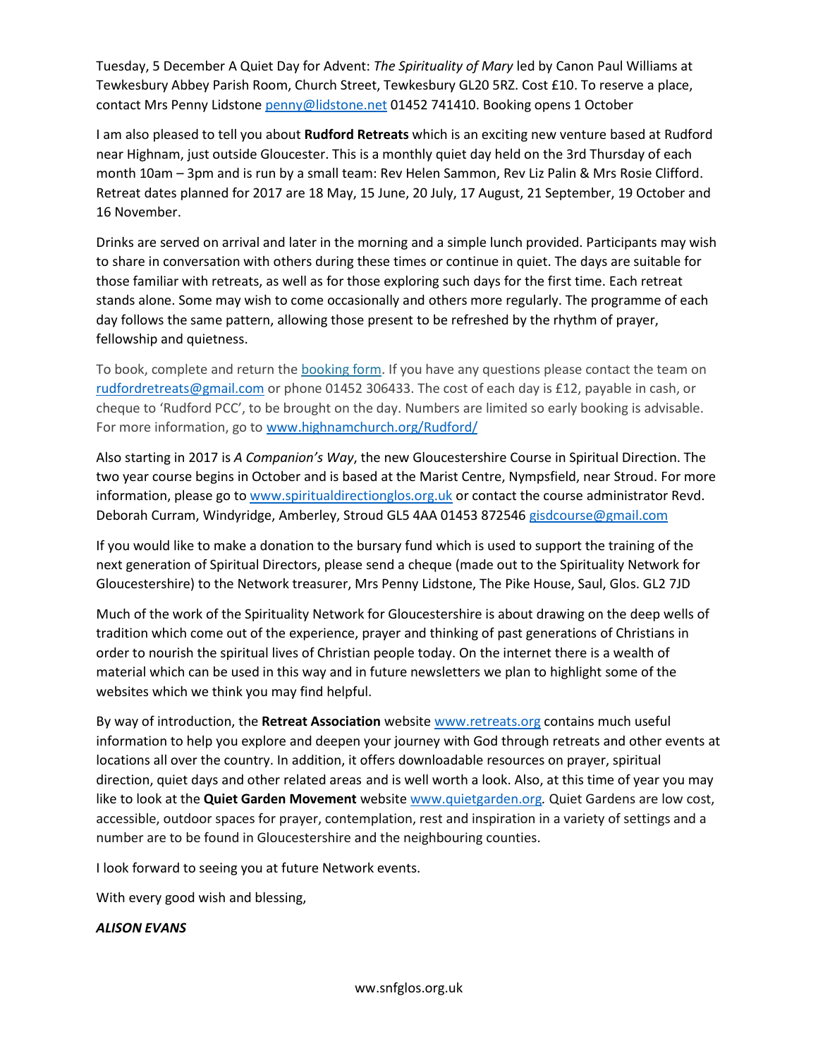Tuesday, 5 December A Quiet Day for Advent: *The Spirituality of Mary* led by Canon Paul Williams at Tewkesbury Abbey Parish Room, Church Street, Tewkesbury GL20 5RZ. Cost £10. To reserve a place, contact Mrs Penny Lidstone penny@lidstone.net 01452 741410. Booking opens 1 October

I am also pleased to tell you about **Rudford Retreats** which is an exciting new venture based at Rudford near Highnam, just outside Gloucester. This is a monthly quiet day held on the 3rd Thursday of each month 10am – 3pm and is run by a small team: Rev Helen Sammon, Rev Liz Palin & Mrs Rosie Clifford. Retreat dates planned for 2017 are 18 May, 15 June, 20 July, 17 August, 21 September, 19 October and 16 November.

Drinks are served on arrival and later in the morning and a simple lunch provided. Participants may wish to share in conversation with others during these times or continue in quiet. The days are suitable for those familiar with retreats, as well as for those exploring such days for the first time. Each retreat stands alone. Some may wish to come occasionally and others more regularly. The programme of each day follows the same pattern, allowing those present to be refreshed by the rhythm of prayer, fellowship and quietness.

To book, complete and return the booking form. If you have any questions please contact the team on rudfordretreats@gmail.com or phone 01452 306433. The cost of each day is £12, payable in cash, or cheque to 'Rudford PCC', to be brought on the day. Numbers are limited so early booking is advisable. For more information, go to www.highnamchurch.org/Rudford/

Also starting in 2017 is *A Companion's Way*, the new Gloucestershire Course in Spiritual Direction. The two year course begins in October and is based at the Marist Centre, Nympsfield, near Stroud. For more information, please go to www.spiritualdirectionglos.org.uk or contact the course administrator Revd. Deborah Curram, Windyridge, Amberley, Stroud GL5 4AA 01453 872546 gisdcourse@gmail.com

If you would like to make a donation to the bursary fund which is used to support the training of the next generation of Spiritual Directors, please send a cheque (made out to the Spirituality Network for Gloucestershire) to the Network treasurer, Mrs Penny Lidstone, The Pike House, Saul, Glos. GL2 7JD

Much of the work of the Spirituality Network for Gloucestershire is about drawing on the deep wells of tradition which come out of the experience, prayer and thinking of past generations of Christians in order to nourish the spiritual lives of Christian people today. On the internet there is a wealth of material which can be used in this way and in future newsletters we plan to highlight some of the websites which we think you may find helpful.

By way of introduction, the **Retreat Association** website www.retreats.org contains much useful information to help you explore and deepen your journey with God through retreats and other events at locations all over the country. In addition, it offers downloadable resources on prayer, spiritual direction, quiet days and other related areas and is well worth a look. Also, at this time of year you may like to look at the **Quiet Garden Movement** website www.quietgarden.org. Quiet Gardens are low cost, accessible, outdoor spaces for prayer, contemplation, rest and inspiration in a variety of settings and a number are to be found in Gloucestershire and the neighbouring counties.

I look forward to seeing you at future Network events.

With every good wish and blessing,

***ALISON EVANS***

ww.snfglos.org.uk